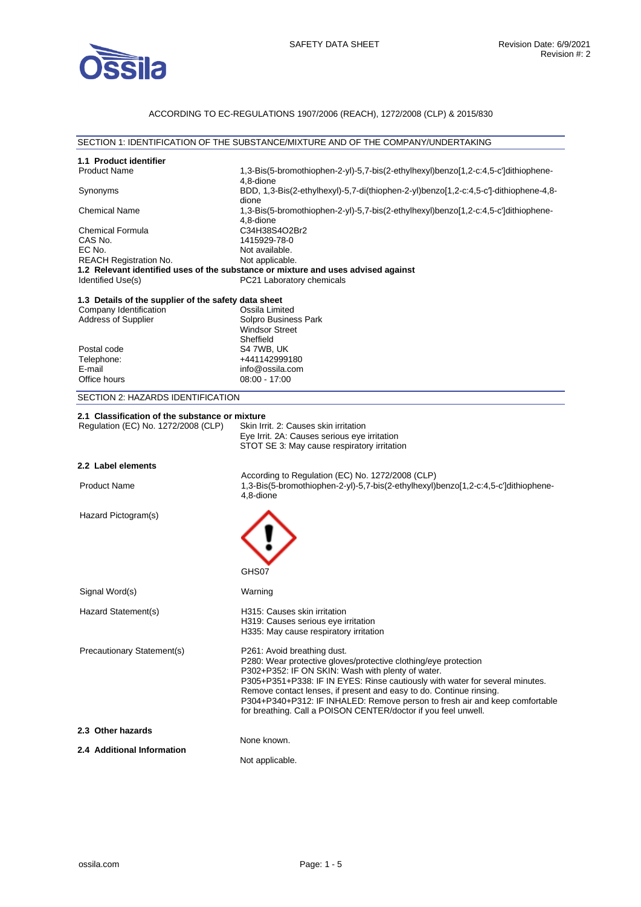SAFETY DATA SHEET

Revision Date: 6/9/2021
Revision #: 2

ACCORDING TO EC-REGULATIONS 1907/2006 (REACH), 1272/2008 (CLP) & 2015/830

## SECTION 1: IDENTIFICATION OF THE SUBSTANCE/MIXTURE AND OF THE COMPANY/UNDERTAKING

### 1.1 Product identifier

| | |
|---|---|
| Product Name | 1,3-Bis(5-bromothiophen-2-yl)-5,7-bis(2-ethylhexyl)benzo[1,2-c:4,5-c']dithiophene-4,8-dione |
| Synonyms | BDD, 1,3-Bis(2-ethylhexyl)-5,7-di(thiophen-2-yl)benzo[1,2-c:4,5-c']-dithiophene-4,8-dione |
| Chemical Name | 1,3-Bis(5-bromothiophen-2-yl)-5,7-bis(2-ethylhexyl)benzo[1,2-c:4,5-c']dithiophene-4,8-dione |
| Chemical Formula | $C_{34}H_{38}S_4O_2Br_2$ |
| CAS No. | 1415929-78-0 |
| EC No. | Not available. |
| REACH Registration No. | Not applicable. |

### 1.2 Relevant identified uses of the substance or mixture and uses advised against

| | |
|---|---|
| Identified Use(s) | PC21 Laboratory chemicals |

### 1.3 Details of the supplier of the safety data sheet

| | |
|---|---|
| Company Identification | Ossila Limited |
| Address of Supplier | Solpro Business Park<br>Windsor Street<br>Sheffield |
| Postal code | S4 7WB, UK |
| Telephone: | +441142999180 |
| E-mail | info@ossila.com |
| Office hours | 08:00 - 17:00 |

## SECTION 2: HAZARDS IDENTIFICATION

### 2.1 Classification of the substance or mixture

| | |
|---|---|
| Regulation (EC) No. 1272/2008 (CLP) | Skin Irrit. 2: Causes skin irritation<br>Eye Irrit. 2A: Causes serious eye irritation<br>STOT SE 3: May cause respiratory irritation |

### 2.2 Label elements

According to Regulation (EC) No. 1272/2008 (CLP)

| | |
|---|---|
| Product Name | 1,3-Bis(5-bromothiophen-2-yl)-5,7-bis(2-ethylhexyl)benzo[1,2-c:4,5-c']dithiophene-4,8-dione |
| Hazard Pictogram(s) | GHS07 |
| Signal Word(s) | Warning |
| Hazard Statement(s) | H315: Causes skin irritation<br>H319: Causes serious eye irritation<br>H335: May cause respiratory irritation |
| Precautionary Statement(s) | P261: Avoid breathing dust.<br>P280: Wear protective gloves/protective clothing/eye protection<br>P302+P352: IF ON SKIN: Wash with plenty of water.<br>P305+P351+P338: IF IN EYES: Rinse cautiously with water for several minutes. Remove contact lenses, if present and easy to do. Continue rinsing.<br>P304+P340+P312: IF INHALED: Remove person to fresh air and keep comfortable for breathing. Call a POISON CENTER/doctor if you feel unwell. |

### 2.3 Other hazards

None known.

### 2.4 Additional Information

Not applicable.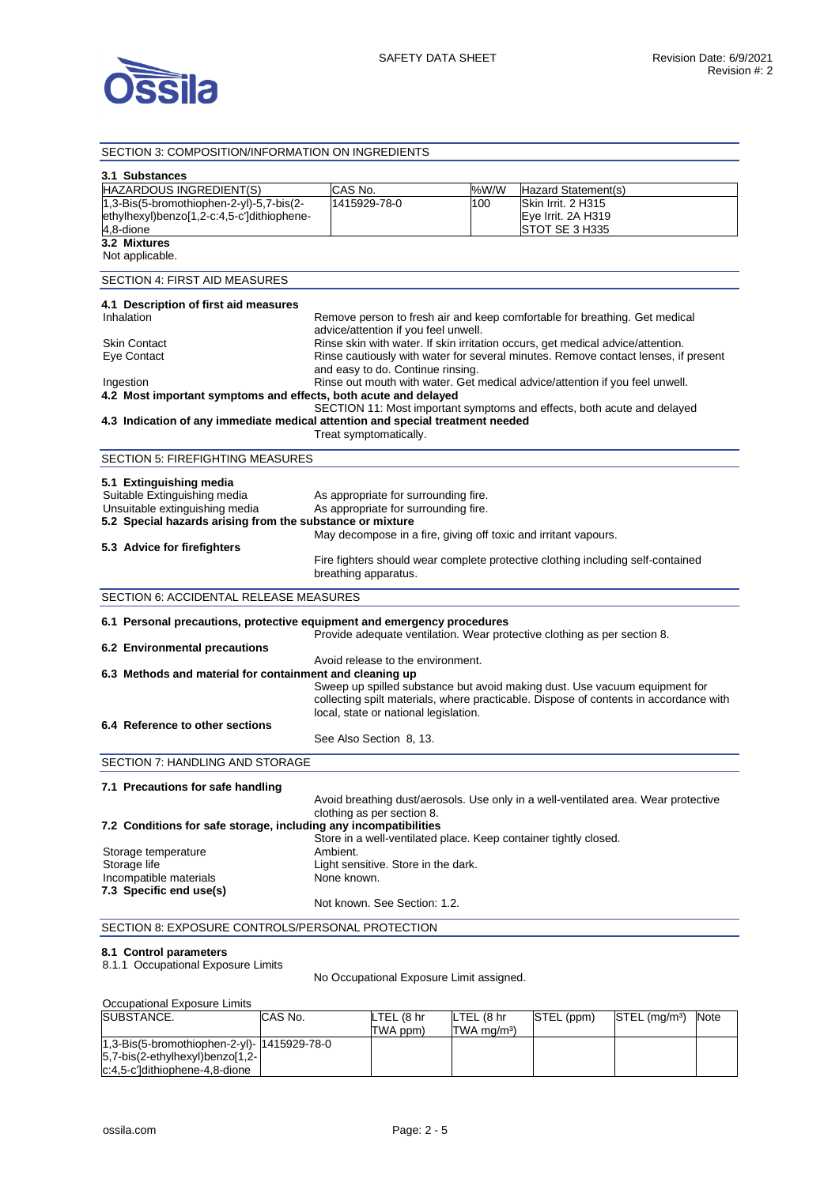## SECTION 3: COMPOSITION/INFORMATION ON INGREDIENTS

### 3.1 Substances

| HAZARDOUS INGREDIENT(S) | CAS No. | %W/W | Hazard Statement(s) |
|---|---|---|---|
| 1,3-Bis(5-bromothiophen-2-yl)-5,7-bis(2-ethylhexyl)benzo[1,2-c:4,5-c']dithiophene-4,8-dione | 1415929-78-0 | 100 | Skin Irrit. 2 H315<br>Eye Irrit. 2A H319<br>STOT SE 3 H335 |

### 3.2 Mixtures

Not applicable.

## SECTION 4: FIRST AID MEASURES

### 4.1 Description of first aid measures

**Inhalation:** Remove person to fresh air and keep comfortable for breathing. Get medical advice/attention if you feel unwell.

**Skin Contact:** Rinse skin with water. If skin irritation occurs, get medical advice/attention.

**Eye Contact:** Rinse cautiously with water for several minutes. Remove contact lenses, if present and easy to do. Continue rinsing.

**Ingestion:** Rinse out mouth with water. Get medical advice/attention if you feel unwell.

### 4.2 Most important symptoms and effects, both acute and delayed

SECTION 11: Most important symptoms and effects, both acute and delayed

### 4.3 Indication of any immediate medical attention and special treatment needed

Treat symptomatically.

## SECTION 5: FIREFIGHTING MEASURES

### 5.1 Extinguishing media

**Suitable Extinguishing media:** As appropriate for surrounding fire.

**Unsuitable extinguishing media:** As appropriate for surrounding fire.

### 5.2 Special hazards arising from the substance or mixture

May decompose in a fire, giving off toxic and irritant vapours.

### 5.3 Advice for firefighters

Fire fighters should wear complete protective clothing including self-contained breathing apparatus.

## SECTION 6: ACCIDENTAL RELEASE MEASURES

### 6.1 Personal precautions, protective equipment and emergency procedures

Provide adequate ventilation. Wear protective clothing as per section 8.

### 6.2 Environmental precautions

Avoid release to the environment.

### 6.3 Methods and material for containment and cleaning up

Sweep up spilled substance but avoid making dust. Use vacuum equipment for collecting spilt materials, where practicable. Dispose of contents in accordance with local, state or national legislation.

### 6.4 Reference to other sections

See Also Section 8, 13.

## SECTION 7: HANDLING AND STORAGE

### 7.1 Precautions for safe handling

Avoid breathing dust/aerosols. Use only in a well-ventilated area. Wear protective clothing as per section 8.

### 7.2 Conditions for safe storage, including any incompatibilities

Store in a well-ventilated place. Keep container tightly closed.

**Storage temperature:** Ambient.

**Storage life:** Light sensitive. Store in the dark.

**Incompatible materials:** None known.

### 7.3 Specific end use(s)

Not known. See Section: 1.2.

## SECTION 8: EXPOSURE CONTROLS/PERSONAL PROTECTION

### 8.1 Control parameters

8.1.1 Occupational Exposure Limits

No Occupational Exposure Limit assigned.

Occupational Exposure Limits

| SUBSTANCE. | CAS No. | LTEL (8 hr TWA ppm) | LTEL (8 hr TWA mg/m³) | STEL (ppm) | STEL (mg/m³) | Note |
|---|---|---|---|---|---|---|
| 1,3-Bis(5-bromothiophen-2-yl)-5,7-bis(2-ethylhexyl)benzo[1,2-c:4,5-c']dithiophene-4,8-dione | 1415929-78-0 | | | | | |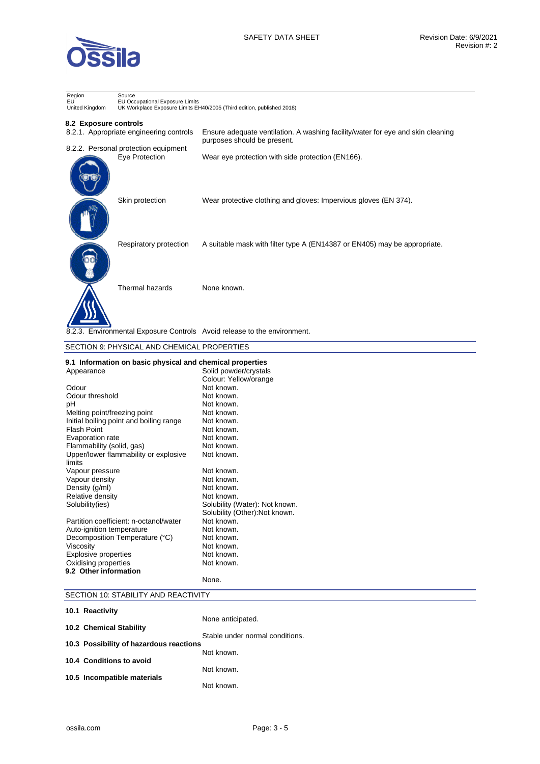| Region | Source |
| --- | --- |
| EU | EU Occupational Exposure Limits |
| United Kingdom | UK Workplace Exposure Limits EH40/2005 (Third edition, published 2018) |

**8.2 Exposure controls**

| | |
| --- | --- |
| 8.2.1. Appropriate engineering controls | Ensure adequate ventilation. A washing facility/water for eye and skin cleaning purposes should be present. |
| 8.2.2. Personal protection equipment | |
| Eye Protection | Wear eye protection with side protection (EN166). |
| Skin protection | Wear protective clothing and gloves: Impervious gloves (EN 374). |
| Respiratory protection | A suitable mask with filter type A (EN14387 or EN405) may be appropriate. |
| Thermal hazards | None known. |
| 8.2.3. Environmental Exposure Controls | Avoid release to the environment. |

## SECTION 9: PHYSICAL AND CHEMICAL PROPERTIES

**9.1 Information on basic physical and chemical properties**

| | |
| --- | --- |
| Appearance | Solid powder/crystals<br>Colour: Yellow/orange |
| Odour | Not known. |
| Odour threshold | Not known. |
| pH | Not known. |
| Melting point/freezing point | Not known. |
| Initial boiling point and boiling range | Not known. |
| Flash Point | Not known. |
| Evaporation rate | Not known. |
| Flammability (solid, gas) | Not known. |
| Upper/lower flammability or explosive limits | Not known. |
| Vapour pressure | Not known. |
| Vapour density | Not known. |
| Density (g/ml) | Not known. |
| Relative density | Not known. |
| Solubility(ies) | Solubility (Water): Not known.<br>Solubility (Other):Not known. |
| Partition coefficient: n-octanol/water | Not known. |
| Auto-ignition temperature | Not known. |
| Decomposition Temperature (°C) | Not known. |
| Viscosity | Not known. |
| Explosive properties | Not known. |
| Oxidising properties | Not known. |

**9.2 Other information**

None.

## SECTION 10: STABILITY AND REACTIVITY

**10.1 Reactivity**

None anticipated.

**10.2 Chemical Stability**

Stable under normal conditions.

**10.3 Possibility of hazardous reactions**

Not known.

**10.4 Conditions to avoid**

Not known.

**10.5 Incompatible materials**

Not known.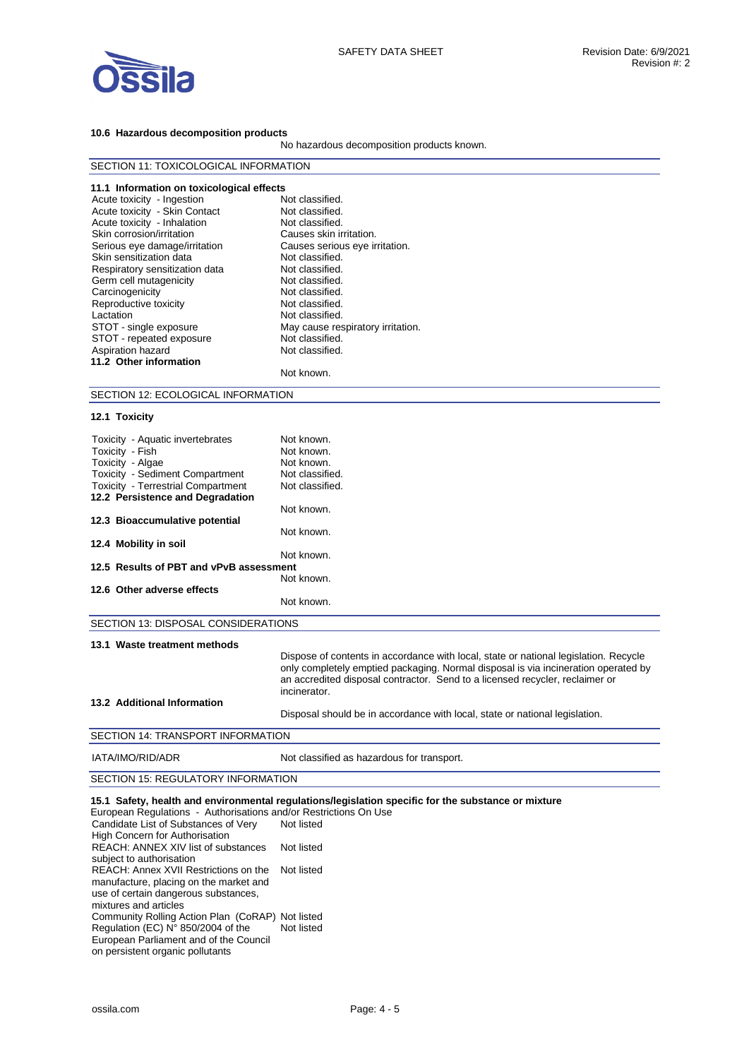#### 10.6 Hazardous decomposition products

No hazardous decomposition products known.

## SECTION 11: TOXICOLOGICAL INFORMATION

### 11.1 Information on toxicological effects

| | |
|---|---|
| Acute toxicity - Ingestion | Not classified. |
| Acute toxicity - Skin Contact | Not classified. |
| Acute toxicity - Inhalation | Not classified. |
| Skin corrosion/irritation | Causes skin irritation. |
| Serious eye damage/irritation | Causes serious eye irritation. |
| Skin sensitization data | Not classified. |
| Respiratory sensitization data | Not classified. |
| Germ cell mutagenicity | Not classified. |
| Carcinogenicity | Not classified. |
| Reproductive toxicity | Not classified. |
| Lactation | Not classified. |
| STOT - single exposure | May cause respiratory irritation. |
| STOT - repeated exposure | Not classified. |
| Aspiration hazard | Not classified. |

### 11.2 Other information

Not known.

## SECTION 12: ECOLOGICAL INFORMATION

### 12.1 Toxicity

| | |
|---|---|
| Toxicity - Aquatic invertebrates | Not known. |
| Toxicity - Fish | Not known. |
| Toxicity - Algae | Not known. |
| Toxicity - Sediment Compartment | Not classified. |
| Toxicity - Terrestrial Compartment | Not classified. |

### 12.2 Persistence and Degradation

Not known.

### 12.3 Bioaccumulative potential

Not known.

### 12.4 Mobility in soil

Not known.

### 12.5 Results of PBT and vPvB assessment

Not known.

### 12.6 Other adverse effects

Not known.

## SECTION 13: DISPOSAL CONSIDERATIONS

### 13.1 Waste treatment methods

Dispose of contents in accordance with local, state or national legislation. Recycle only completely emptied packaging. Normal disposal is via incineration operated by an accredited disposal contractor. Send to a licensed recycler, reclaimer or incinerator.

### 13.2 Additional Information

Disposal should be in accordance with local, state or national legislation.

## SECTION 14: TRANSPORT INFORMATION

| | |
|---|---|
| IATA/IMO/RID/ADR | Not classified as hazardous for transport. |

## SECTION 15: REGULATORY INFORMATION

### 15.1 Safety, health and environmental regulations/legislation specific for the substance or mixture

European Regulations - Authorisations and/or Restrictions On Use

| | |
|---|---|
| Candidate List of Substances of Very High Concern for Authorisation | Not listed |
| REACH: ANNEX XIV list of substances subject to authorisation | Not listed |
| REACH: Annex XVII Restrictions on the manufacture, placing on the market and use of certain dangerous substances, mixtures and articles | Not listed |
| Community Rolling Action Plan (CoRAP) | Not listed |
| Regulation (EC) N° 850/2004 of the European Parliament and of the Council on persistent organic pollutants | Not listed |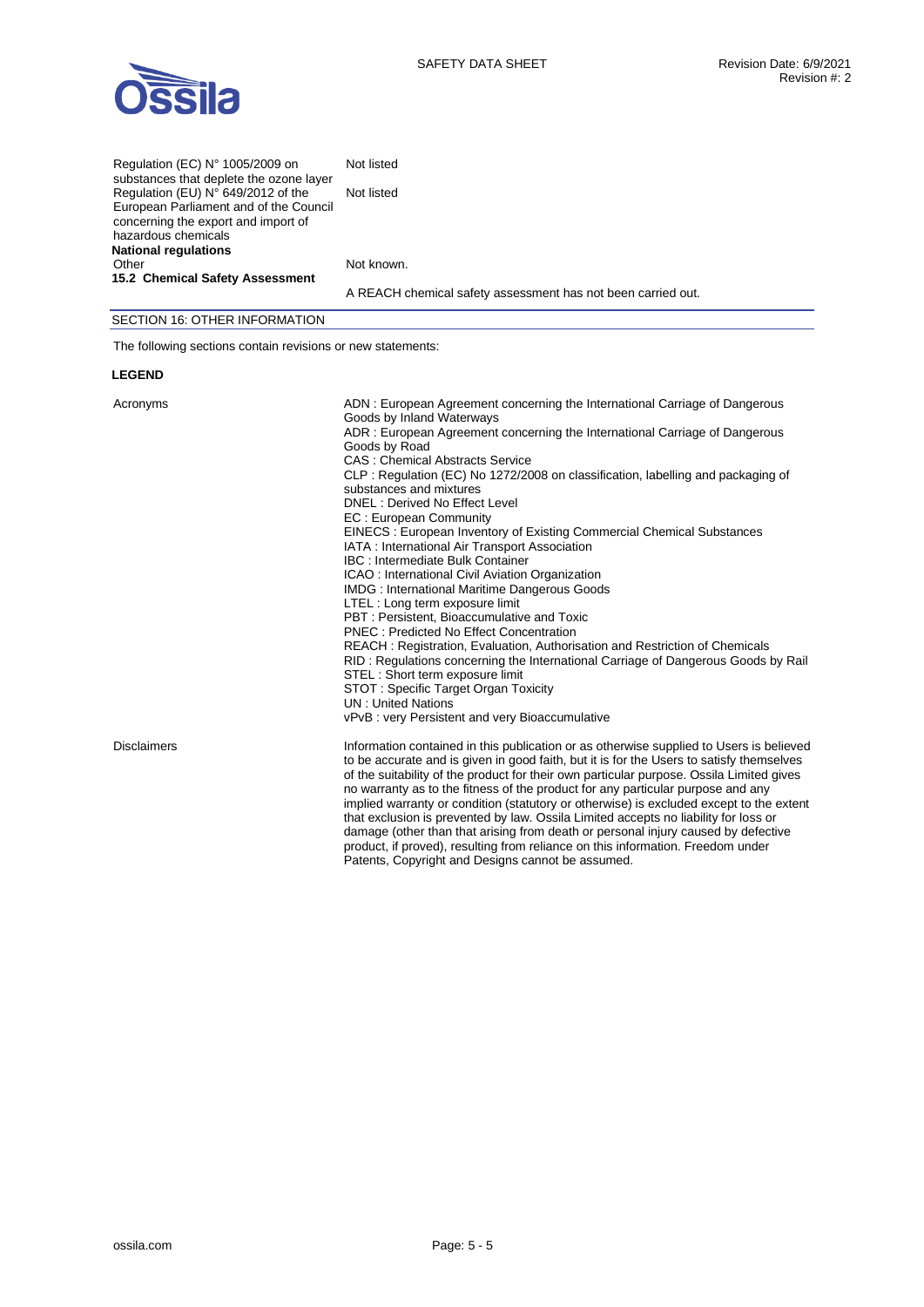| | |
|---|---|
| Regulation (EC) N° 1005/2009 on substances that deplete the ozone layer | Not listed |
| Regulation (EU) N° 649/2012 of the European Parliament and of the Council concerning the export and import of hazardous chemicals | Not listed |

**National regulations**

| | |
|---|---|
| Other | Not known. |

**15.2 Chemical Safety Assessment**

A REACH chemical safety assessment has not been carried out.

## SECTION 16: OTHER INFORMATION

The following sections contain revisions or new statements:

**LEGEND**

Acronyms

ADN : European Agreement concerning the International Carriage of Dangerous Goods by Inland Waterways
ADR : European Agreement concerning the International Carriage of Dangerous Goods by Road
CAS : Chemical Abstracts Service
CLP : Regulation (EC) No 1272/2008 on classification, labelling and packaging of substances and mixtures
DNEL : Derived No Effect Level
EC : European Community
EINECS : European Inventory of Existing Commercial Chemical Substances
IATA : International Air Transport Association
IBC : Intermediate Bulk Container
ICAO : International Civil Aviation Organization
IMDG : International Maritime Dangerous Goods
LTEL : Long term exposure limit
PBT : Persistent, Bioaccumulative and Toxic
PNEC : Predicted No Effect Concentration
REACH : Registration, Evaluation, Authorisation and Restriction of Chemicals
RID : Regulations concerning the International Carriage of Dangerous Goods by Rail
STEL : Short term exposure limit
STOT : Specific Target Organ Toxicity
UN : United Nations
vPvB : very Persistent and very Bioaccumulative

Disclaimers

Information contained in this publication or as otherwise supplied to Users is believed to be accurate and is given in good faith, but it is for the Users to satisfy themselves of the suitability of the product for their own particular purpose. Ossila Limited gives no warranty as to the fitness of the product for any particular purpose and any implied warranty or condition (statutory or otherwise) is excluded except to the extent that exclusion is prevented by law. Ossila Limited accepts no liability for loss or damage (other than that arising from death or personal injury caused by defective product, if proved), resulting from reliance on this information. Freedom under Patents, Copyright and Designs cannot be assumed.